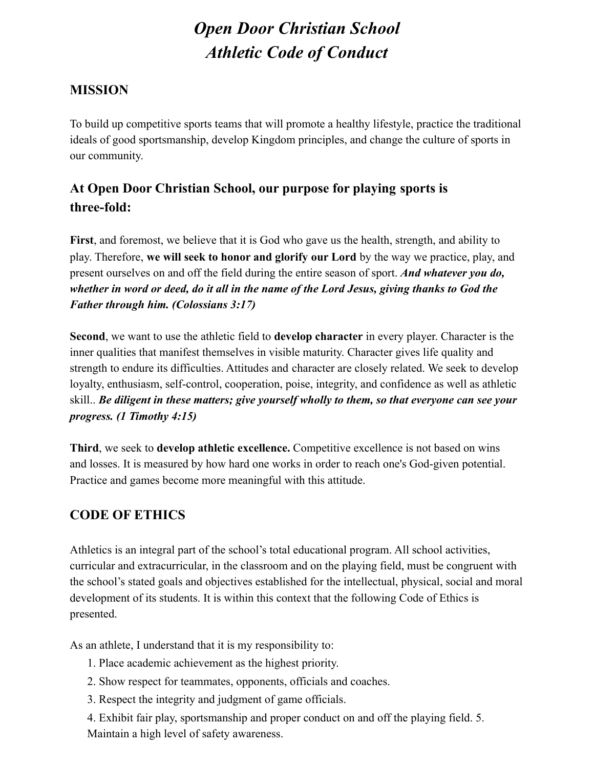# *Open Door Christian School*
# *Athletic Code of Conduct*

## MISSION

To build up competitive sports teams that will promote a healthy lifestyle, practice the traditional ideals of good sportsmanship, develop Kingdom principles, and change the culture of sports in our community.

## At Open Door Christian School, our purpose for playing sports is three-fold:

**First**, and foremost, we believe that it is God who gave us the health, strength, and ability to play. Therefore, **we will seek to honor and glorify our Lord** by the way we practice, play, and present ourselves on and off the field during the entire season of sport. ***And whatever you do, whether in word or deed, do it all in the name of the Lord Jesus, giving thanks to God the Father through him. (Colossians 3:17)***

**Second**, we want to use the athletic field to **develop character** in every player. Character is the inner qualities that manifest themselves in visible maturity. Character gives life quality and strength to endure its difficulties. Attitudes and character are closely related. We seek to develop loyalty, enthusiasm, self-control, cooperation, poise, integrity, and confidence as well as athletic skill.. ***Be diligent in these matters; give yourself wholly to them, so that everyone can see your progress. (1 Timothy 4:15)***

**Third**, we seek to **develop athletic excellence.** Competitive excellence is not based on wins and losses. It is measured by how hard one works in order to reach one's God-given potential. Practice and games become more meaningful with this attitude.

## CODE OF ETHICS

Athletics is an integral part of the school's total educational program. All school activities, curricular and extracurricular, in the classroom and on the playing field, must be congruent with the school's stated goals and objectives established for the intellectual, physical, social and moral development of its students. It is within this context that the following Code of Ethics is presented.

As an athlete, I understand that it is my responsibility to:

1. Place academic achievement as the highest priority.
2. Show respect for teammates, opponents, officials and coaches.
3. Respect the integrity and judgment of game officials.
4. Exhibit fair play, sportsmanship and proper conduct on and off the playing field. 5. Maintain a high level of safety awareness.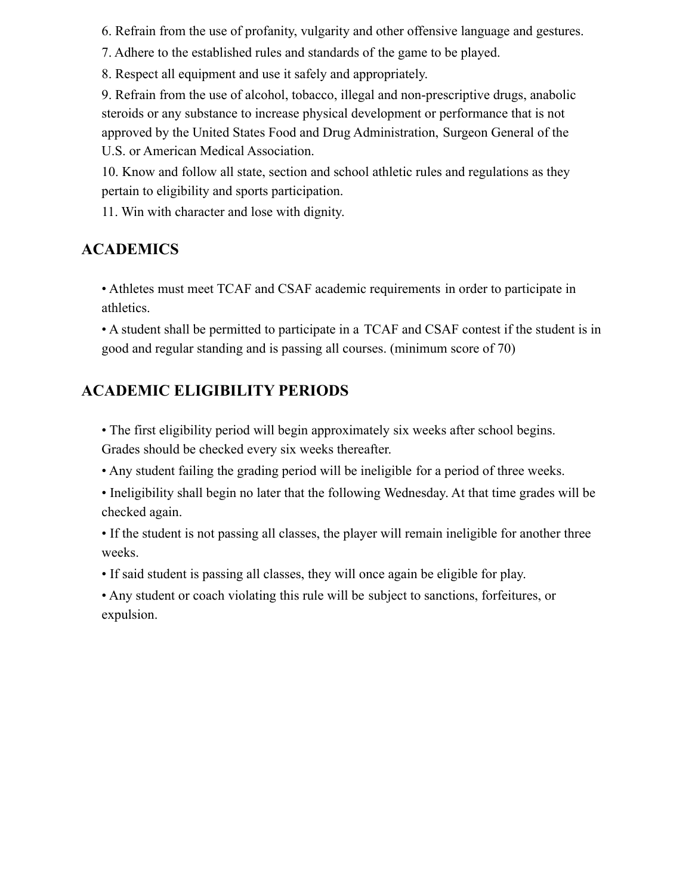6. Refrain from the use of profanity, vulgarity and other offensive language and gestures.
7. Adhere to the established rules and standards of the game to be played.
8. Respect all equipment and use it safely and appropriately.
9. Refrain from the use of alcohol, tobacco, illegal and non-prescriptive drugs, anabolic steroids or any substance to increase physical development or performance that is not approved by the United States Food and Drug Administration, Surgeon General of the U.S. or American Medical Association.
10. Know and follow all state, section and school athletic rules and regulations as they pertain to eligibility and sports participation.
11. Win with character and lose with dignity.

## ACADEMICS

- Athletes must meet TCAF and CSAF academic requirements in order to participate in athletics.
- A student shall be permitted to participate in a TCAF and CSAF contest if the student is in good and regular standing and is passing all courses. (minimum score of 70)

## ACADEMIC ELIGIBILITY PERIODS

- The first eligibility period will begin approximately six weeks after school begins. Grades should be checked every six weeks thereafter.
- Any student failing the grading period will be ineligible for a period of three weeks.
- Ineligibility shall begin no later that the following Wednesday. At that time grades will be checked again.
- If the student is not passing all classes, the player will remain ineligible for another three weeks.
- If said student is passing all classes, they will once again be eligible for play.
- Any student or coach violating this rule will be subject to sanctions, forfeitures, or expulsion.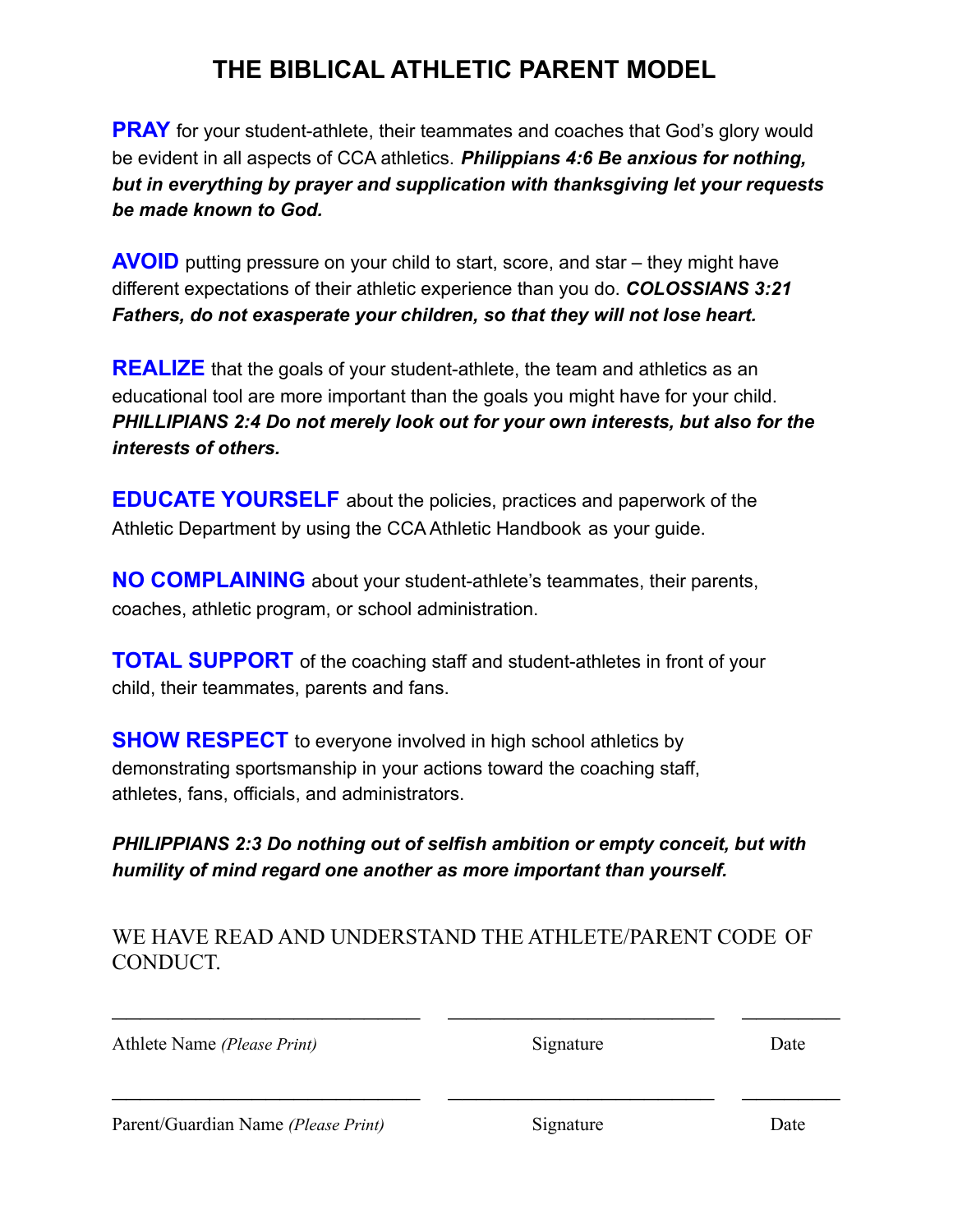# THE BIBLICAL ATHLETIC PARENT MODEL

**PRAY** for your student-athlete, their teammates and coaches that God's glory would be evident in all aspects of CCA athletics. ***Philippians 4:6 Be anxious for nothing, but in everything by prayer and supplication with thanksgiving let your requests be made known to God.***

**AVOID** putting pressure on your child to start, score, and star – they might have different expectations of their athletic experience than you do. ***COLOSSIANS 3:21 Fathers, do not exasperate your children, so that they will not lose heart.***

**REALIZE** that the goals of your student-athlete, the team and athletics as an educational tool are more important than the goals you might have for your child. ***PHILLIPIANS 2:4 Do not merely look out for your own interests, but also for the interests of others.***

**EDUCATE YOURSELF** about the policies, practices and paperwork of the Athletic Department by using the CCA Athletic Handbook as your guide.

**NO COMPLAINING** about your student-athlete's teammates, their parents, coaches, athletic program, or school administration.

**TOTAL SUPPORT** of the coaching staff and student-athletes in front of your child, their teammates, parents and fans.

**SHOW RESPECT** to everyone involved in high school athletics by demonstrating sportsmanship in your actions toward the coaching staff, athletes, fans, officials, and administrators.

***PHILIPPIANS 2:3 Do nothing out of selfish ambition or empty conceit, but with humility of mind regard one another as more important than yourself.***

WE HAVE READ AND UNDERSTAND THE ATHLETE/PARENT CODE OF CONDUCT.

______________________________ ______________________________ __________

Athlete Name *(Please Print)* Signature Date

______________________________ ______________________________ __________

Parent/Guardian Name *(Please Print)* Signature Date